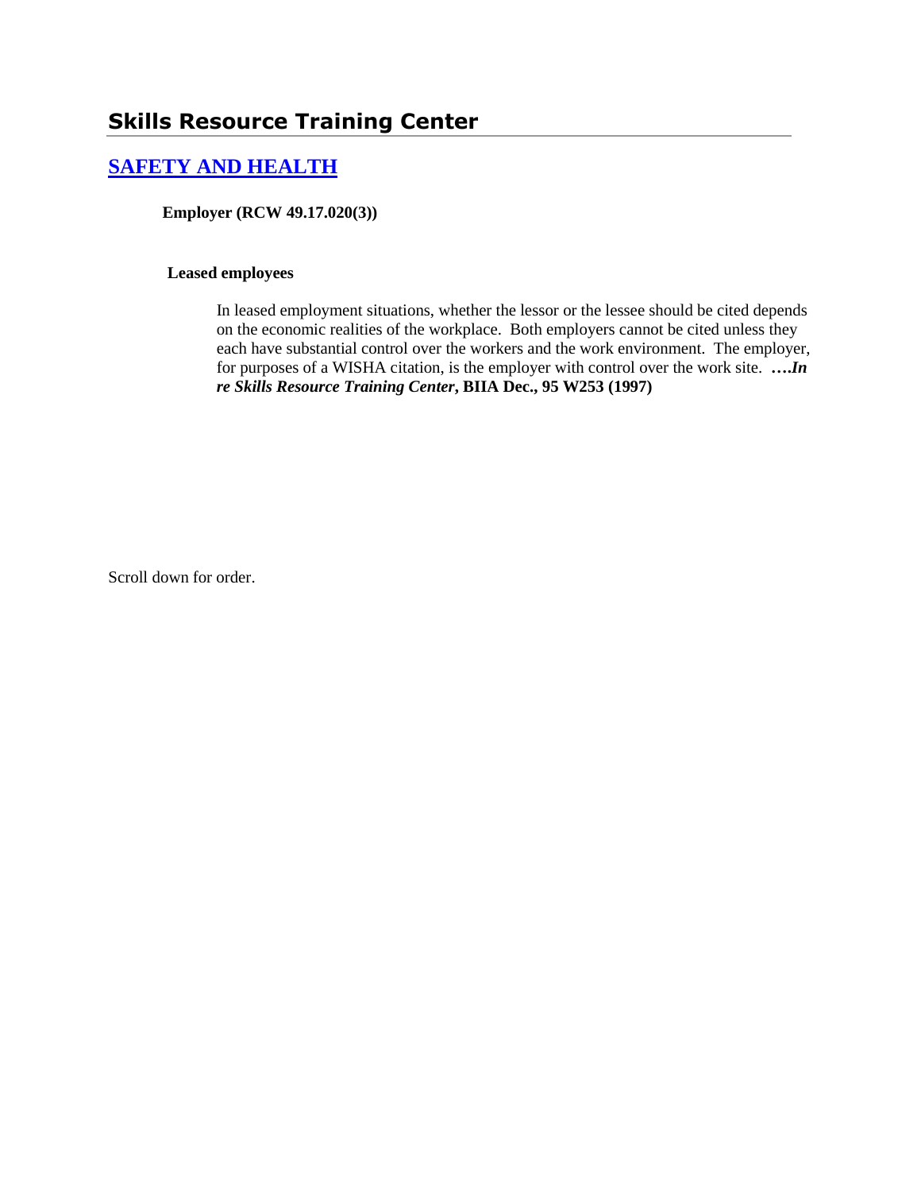## Skills Resource Training Center

### [SAFETY AND HEALTH]

**Employer (RCW 49.17.020(3))**

**Leased employees**

In leased employment situations, whether the lessor or the lessee should be cited depends on the economic realities of the workplace. Both employers cannot be cited unless they each have substantial control over the workers and the work environment. The employer, for purposes of a WISHA citation, is the employer with control over the work site. ***….In re Skills Resource Training Center*, BIIA Dec., 95 W253 (1997)**

Scroll down for order.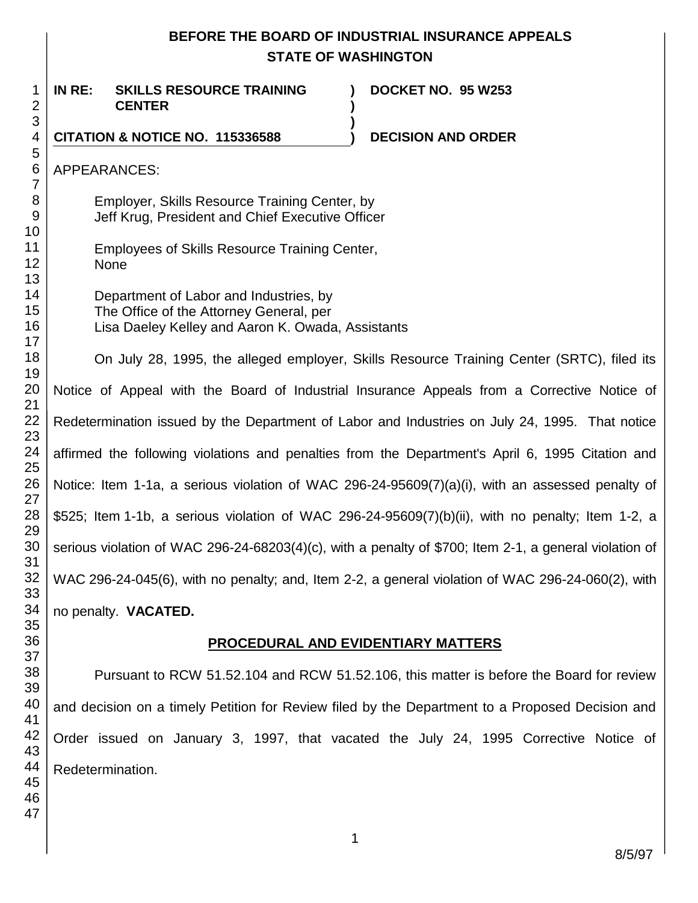**BEFORE THE BOARD OF INDUSTRIAL INSURANCE APPEALS**
**STATE OF WASHINGTON**

| | | |
|---|---|---|
| **IN RE: SKILLS RESOURCE TRAINING CENTER** | **)** | **DOCKET NO. 95 W253** |
| | **)** | |
| **CITATION & NOTICE NO. 115336588** | **)** | **DECISION AND ORDER** |

APPEARANCES:

Employer, Skills Resource Training Center, by
Jeff Krug, President and Chief Executive Officer

Employees of Skills Resource Training Center,
None

Department of Labor and Industries, by
The Office of the Attorney General, per
Lisa Daeley Kelley and Aaron K. Owada, Assistants

On July 28, 1995, the alleged employer, Skills Resource Training Center (SRTC), filed its Notice of Appeal with the Board of Industrial Insurance Appeals from a Corrective Notice of Redetermination issued by the Department of Labor and Industries on July 24, 1995. That notice affirmed the following violations and penalties from the Department's April 6, 1995 Citation and Notice: Item 1-1a, a serious violation of WAC 296-24-95609(7)(a)(i), with an assessed penalty of $525; Item 1-1b, a serious violation of WAC 296-24-95609(7)(b)(ii), with no penalty; Item 1-2, a serious violation of WAC 296-24-68203(4)(c), with a penalty of $700; Item 2-1, a general violation of WAC 296-24-045(6), with no penalty; and, Item 2-2, a general violation of WAC 296-24-060(2), with no penalty. **VACATED.**

## PROCEDURAL AND EVIDENTIARY MATTERS

Pursuant to RCW 51.52.104 and RCW 51.52.106, this matter is before the Board for review and decision on a timely Petition for Review filed by the Department to a Proposed Decision and Order issued on January 3, 1997, that vacated the July 24, 1995 Corrective Notice of Redetermination.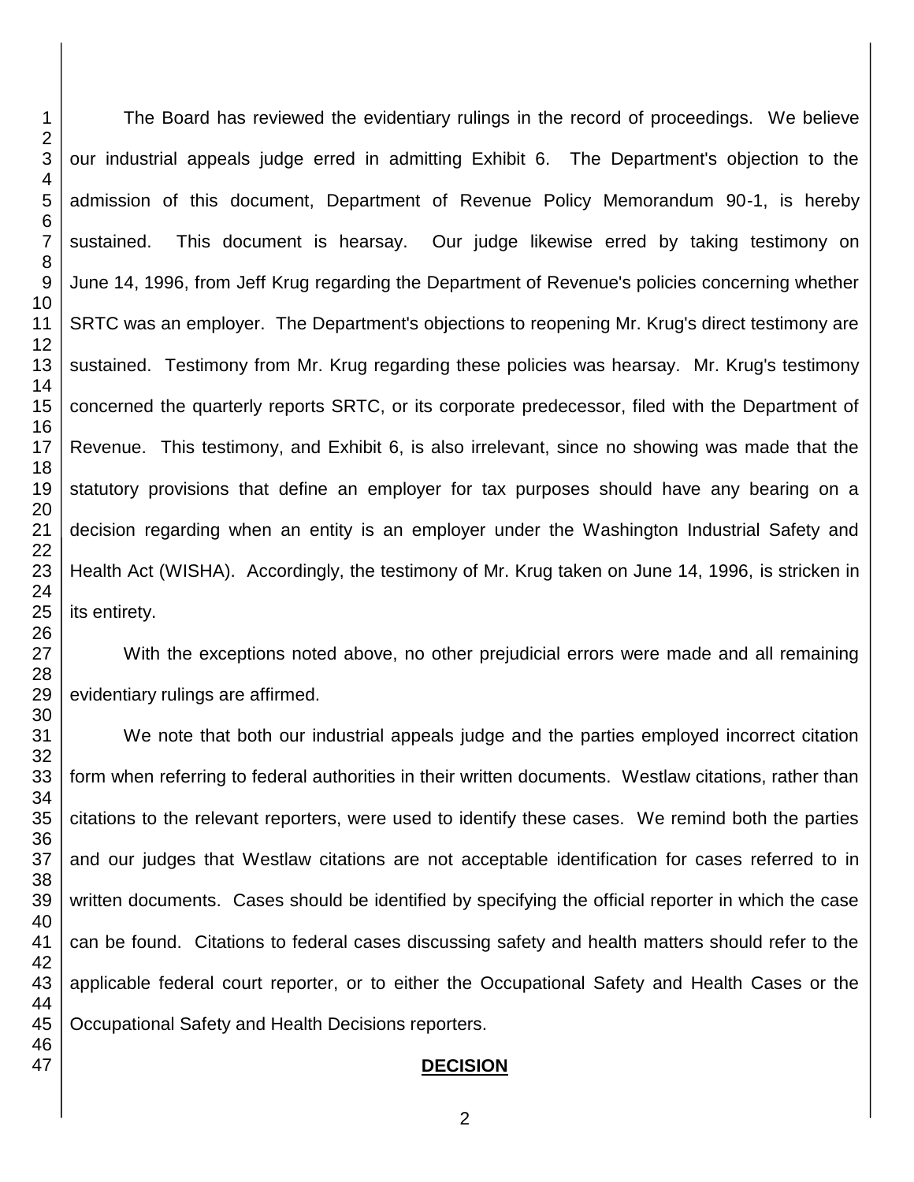The Board has reviewed the evidentiary rulings in the record of proceedings. We believe our industrial appeals judge erred in admitting Exhibit 6. The Department's objection to the admission of this document, Department of Revenue Policy Memorandum 90-1, is hereby sustained. This document is hearsay. Our judge likewise erred by taking testimony on June 14, 1996, from Jeff Krug regarding the Department of Revenue's policies concerning whether SRTC was an employer. The Department's objections to reopening Mr. Krug's direct testimony are sustained. Testimony from Mr. Krug regarding these policies was hearsay. Mr. Krug's testimony concerned the quarterly reports SRTC, or its corporate predecessor, filed with the Department of Revenue. This testimony, and Exhibit 6, is also irrelevant, since no showing was made that the statutory provisions that define an employer for tax purposes should have any bearing on a decision regarding when an entity is an employer under the Washington Industrial Safety and Health Act (WISHA). Accordingly, the testimony of Mr. Krug taken on June 14, 1996, is stricken in its entirety.

With the exceptions noted above, no other prejudicial errors were made and all remaining evidentiary rulings are affirmed.

We note that both our industrial appeals judge and the parties employed incorrect citation form when referring to federal authorities in their written documents. Westlaw citations, rather than citations to the relevant reporters, were used to identify these cases. We remind both the parties and our judges that Westlaw citations are not acceptable identification for cases referred to in written documents. Cases should be identified by specifying the official reporter in which the case can be found. Citations to federal cases discussing safety and health matters should refer to the applicable federal court reporter, or to either the Occupational Safety and Health Cases or the Occupational Safety and Health Decisions reporters.

## **DECISION**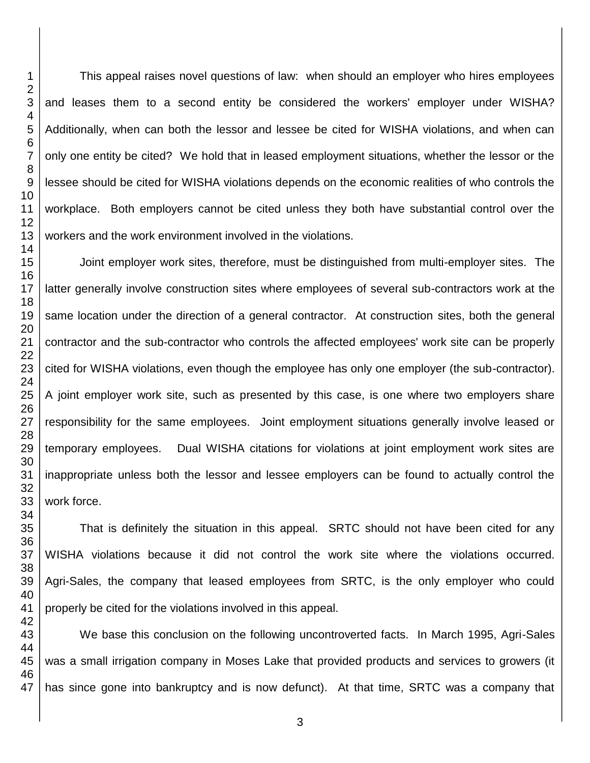This appeal raises novel questions of law: when should an employer who hires employees and leases them to a second entity be considered the workers' employer under WISHA? Additionally, when can both the lessor and lessee be cited for WISHA violations, and when can only one entity be cited? We hold that in leased employment situations, whether the lessor or the lessee should be cited for WISHA violations depends on the economic realities of who controls the workplace. Both employers cannot be cited unless they both have substantial control over the workers and the work environment involved in the violations.

Joint employer work sites, therefore, must be distinguished from multi-employer sites. The latter generally involve construction sites where employees of several sub-contractors work at the same location under the direction of a general contractor. At construction sites, both the general contractor and the sub-contractor who controls the affected employees' work site can be properly cited for WISHA violations, even though the employee has only one employer (the sub-contractor). A joint employer work site, such as presented by this case, is one where two employers share responsibility for the same employees. Joint employment situations generally involve leased or temporary employees. Dual WISHA citations for violations at joint employment work sites are inappropriate unless both the lessor and lessee employers can be found to actually control the work force.

That is definitely the situation in this appeal. SRTC should not have been cited for any WISHA violations because it did not control the work site where the violations occurred. Agri-Sales, the company that leased employees from SRTC, is the only employer who could properly be cited for the violations involved in this appeal.

We base this conclusion on the following uncontroverted facts. In March 1995, Agri-Sales was a small irrigation company in Moses Lake that provided products and services to growers (it has since gone into bankruptcy and is now defunct). At that time, SRTC was a company that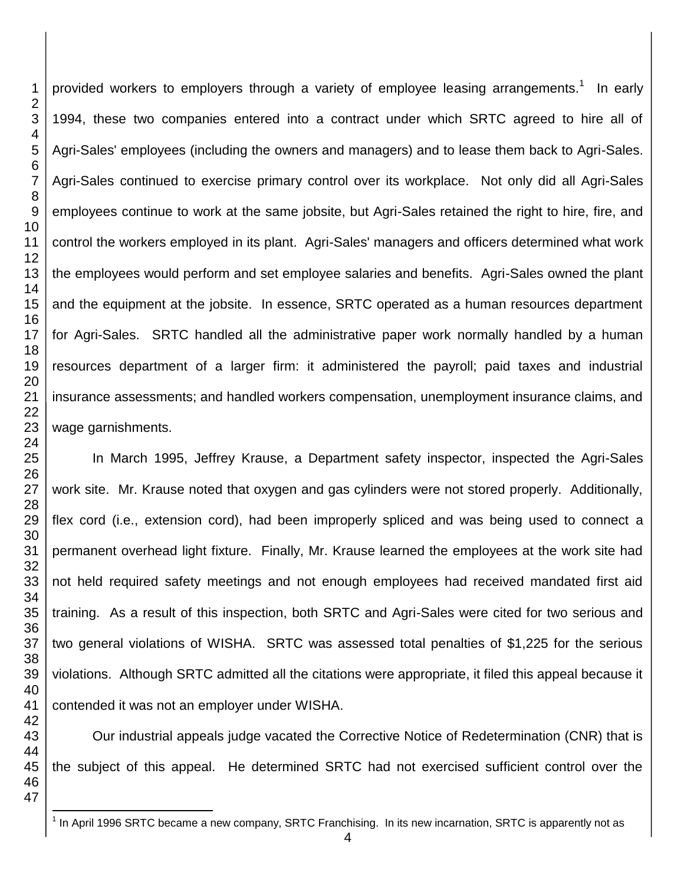provided workers to employers through a variety of employee leasing arrangements.[1] In early 1994, these two companies entered into a contract under which SRTC agreed to hire all of Agri-Sales' employees (including the owners and managers) and to lease them back to Agri-Sales. Agri-Sales continued to exercise primary control over its workplace. Not only did all Agri-Sales employees continue to work at the same jobsite, but Agri-Sales retained the right to hire, fire, and control the workers employed in its plant. Agri-Sales' managers and officers determined what work the employees would perform and set employee salaries and benefits. Agri-Sales owned the plant and the equipment at the jobsite. In essence, SRTC operated as a human resources department for Agri-Sales. SRTC handled all the administrative paper work normally handled by a human resources department of a larger firm: it administered the payroll; paid taxes and industrial insurance assessments; and handled workers compensation, unemployment insurance claims, and wage garnishments.

In March 1995, Jeffrey Krause, a Department safety inspector, inspected the Agri-Sales work site. Mr. Krause noted that oxygen and gas cylinders were not stored properly. Additionally, flex cord (i.e., extension cord), had been improperly spliced and was being used to connect a permanent overhead light fixture. Finally, Mr. Krause learned the employees at the work site had not held required safety meetings and not enough employees had received mandated first aid training. As a result of this inspection, both SRTC and Agri-Sales were cited for two serious and two general violations of WISHA. SRTC was assessed total penalties of $1,225 for the serious violations. Although SRTC admitted all the citations were appropriate, it filed this appeal because it contended it was not an employer under WISHA.

Our industrial appeals judge vacated the Corrective Notice of Redetermination (CNR) that is the subject of this appeal. He determined SRTC had not exercised sufficient control over the

[1] In April 1996 SRTC became a new company, SRTC Franchising. In its new incarnation, SRTC is apparently not as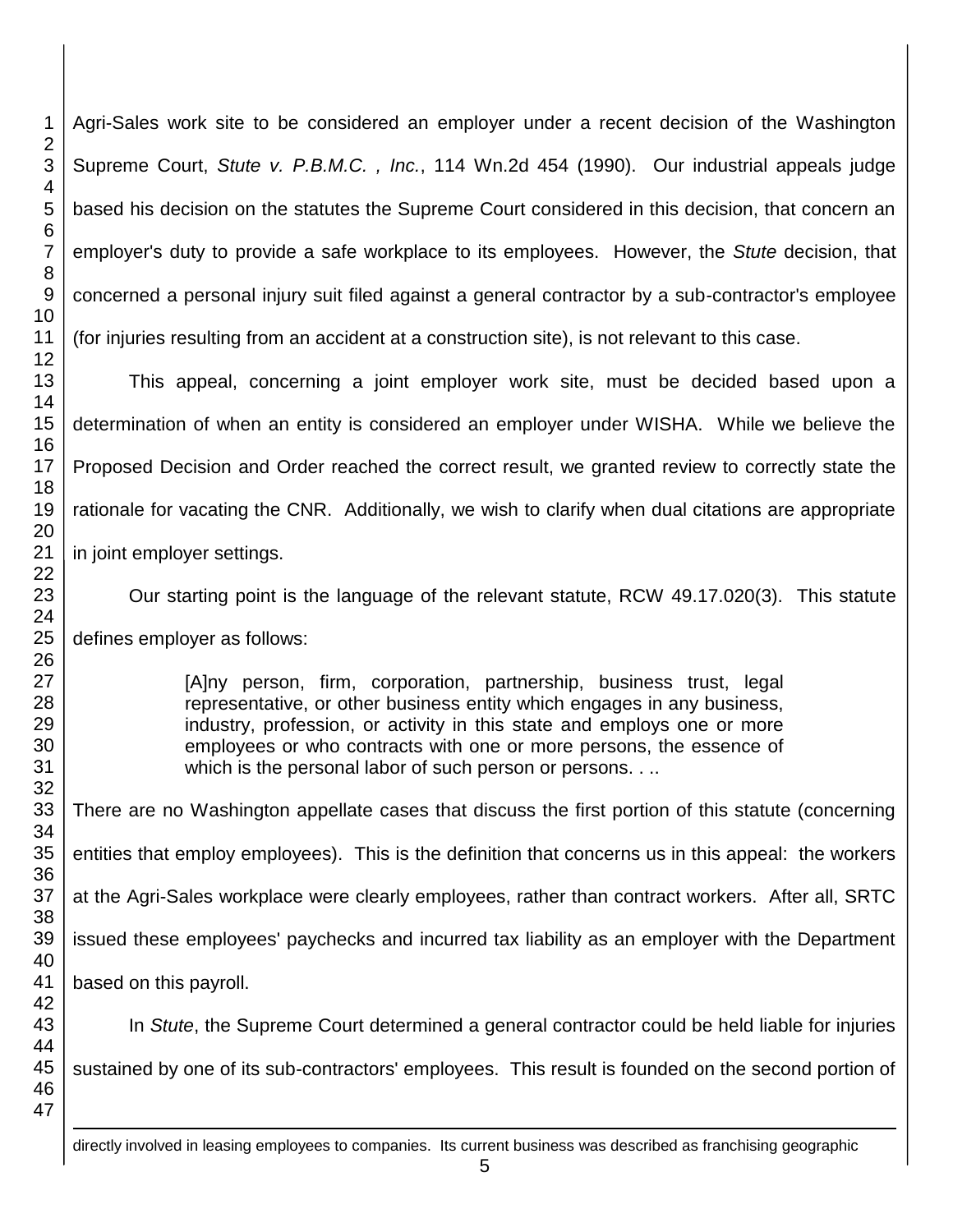Agri-Sales work site to be considered an employer under a recent decision of the Washington Supreme Court, *Stute v. P.B.M.C. , Inc.*, 114 Wn.2d 454 (1990). Our industrial appeals judge based his decision on the statutes the Supreme Court considered in this decision, that concern an employer's duty to provide a safe workplace to its employees. However, the *Stute* decision, that concerned a personal injury suit filed against a general contractor by a sub-contractor's employee (for injuries resulting from an accident at a construction site), is not relevant to this case.

This appeal, concerning a joint employer work site, must be decided based upon a determination of when an entity is considered an employer under WISHA. While we believe the Proposed Decision and Order reached the correct result, we granted review to correctly state the rationale for vacating the CNR. Additionally, we wish to clarify when dual citations are appropriate in joint employer settings.

Our starting point is the language of the relevant statute, RCW 49.17.020(3). This statute defines employer as follows:

> [A]ny person, firm, corporation, partnership, business trust, legal representative, or other business entity which engages in any business, industry, profession, or activity in this state and employs one or more employees or who contracts with one or more persons, the essence of which is the personal labor of such person or persons. . ..

There are no Washington appellate cases that discuss the first portion of this statute (concerning entities that employ employees). This is the definition that concerns us in this appeal: the workers at the Agri-Sales workplace were clearly employees, rather than contract workers. After all, SRTC issued these employees' paychecks and incurred tax liability as an employer with the Department based on this payroll.

In *Stute*, the Supreme Court determined a general contractor could be held liable for injuries sustained by one of its sub-contractors' employees. This result is founded on the second portion of

directly involved in leasing employees to companies. Its current business was described as franchising geographic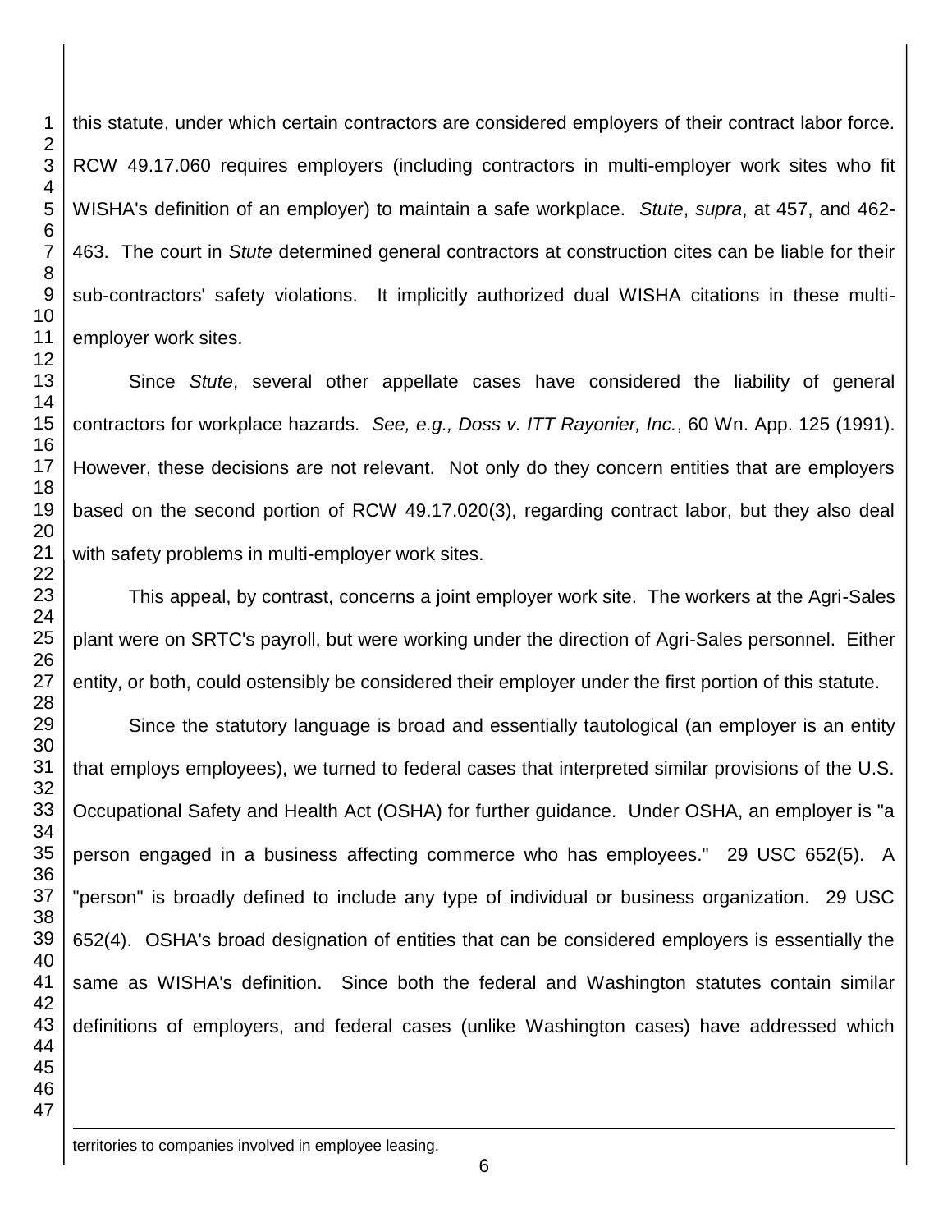this statute, under which certain contractors are considered employers of their contract labor force. RCW 49.17.060 requires employers (including contractors in multi-employer work sites who fit WISHA's definition of an employer) to maintain a safe workplace. *Stute*, *supra*, at 457, and 462-463. The court in *Stute* determined general contractors at construction cites can be liable for their sub-contractors' safety violations. It implicitly authorized dual WISHA citations in these multi-employer work sites.

Since *Stute*, several other appellate cases have considered the liability of general contractors for workplace hazards. *See, e.g., Doss v. ITT Rayonier, Inc.*, 60 Wn. App. 125 (1991). However, these decisions are not relevant. Not only do they concern entities that are employers based on the second portion of RCW 49.17.020(3), regarding contract labor, but they also deal with safety problems in multi-employer work sites.

This appeal, by contrast, concerns a joint employer work site. The workers at the Agri-Sales plant were on SRTC's payroll, but were working under the direction of Agri-Sales personnel. Either entity, or both, could ostensibly be considered their employer under the first portion of this statute.

Since the statutory language is broad and essentially tautological (an employer is an entity that employs employees), we turned to federal cases that interpreted similar provisions of the U.S. Occupational Safety and Health Act (OSHA) for further guidance. Under OSHA, an employer is "a person engaged in a business affecting commerce who has employees." 29 USC 652(5). A "person" is broadly defined to include any type of individual or business organization. 29 USC 652(4). OSHA's broad designation of entities that can be considered employers is essentially the same as WISHA's definition. Since both the federal and Washington statutes contain similar definitions of employers, and federal cases (unlike Washington cases) have addressed which

---

territories to companies involved in employee leasing.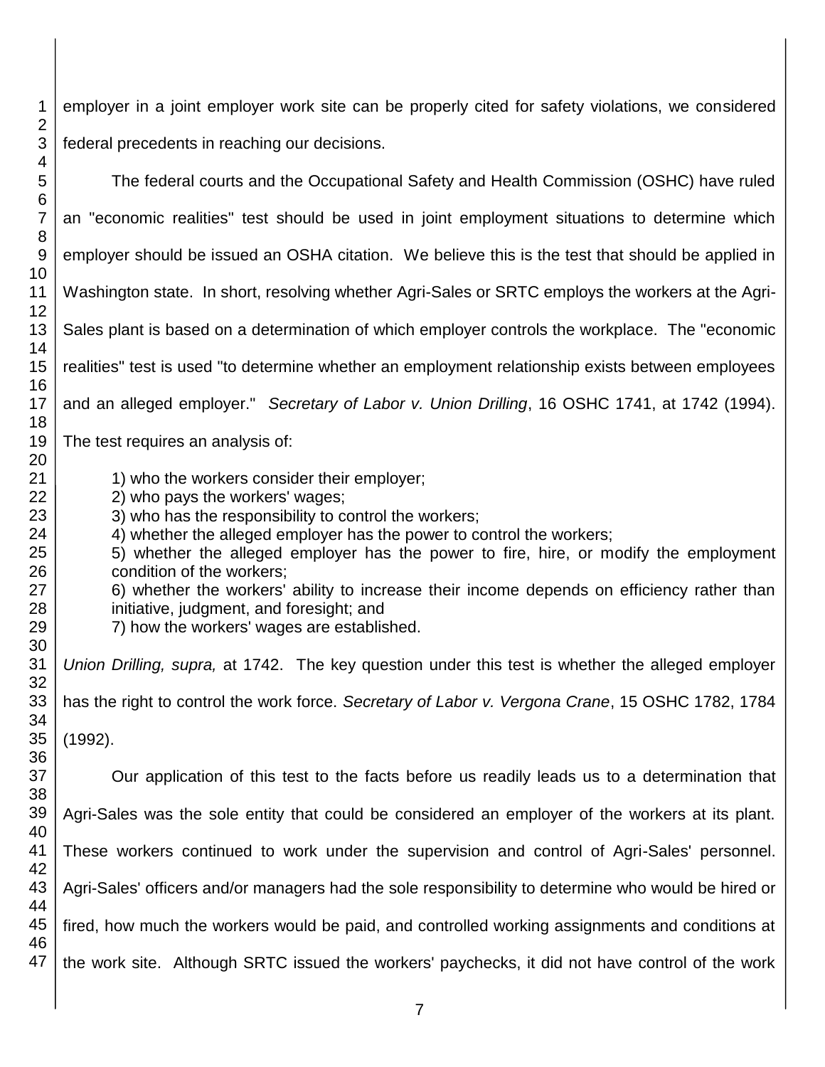employer in a joint employer work site can be properly cited for safety violations, we considered federal precedents in reaching our decisions.

The federal courts and the Occupational Safety and Health Commission (OSHC) have ruled an "economic realities" test should be used in joint employment situations to determine which employer should be issued an OSHA citation. We believe this is the test that should be applied in Washington state. In short, resolving whether Agri-Sales or SRTC employs the workers at the Agri-Sales plant is based on a determination of which employer controls the workplace. The "economic realities" test is used "to determine whether an employment relationship exists between employees and an alleged employer." *Secretary of Labor v. Union Drilling*, 16 OSHC 1741, at 1742 (1994). The test requires an analysis of:

> 1) who the workers consider their employer;
> 2) who pays the workers' wages;
> 3) who has the responsibility to control the workers;
> 4) whether the alleged employer has the power to control the workers;
> 5) whether the alleged employer has the power to fire, hire, or modify the employment condition of the workers;
> 6) whether the workers' ability to increase their income depends on efficiency rather than initiative, judgment, and foresight; and
> 7) how the workers' wages are established.

*Union Drilling, supra,* at 1742. The key question under this test is whether the alleged employer has the right to control the work force. *Secretary of Labor v. Vergona Crane*, 15 OSHC 1782, 1784 (1992).

Our application of this test to the facts before us readily leads us to a determination that Agri-Sales was the sole entity that could be considered an employer of the workers at its plant. These workers continued to work under the supervision and control of Agri-Sales' personnel. Agri-Sales' officers and/or managers had the sole responsibility to determine who would be hired or fired, how much the workers would be paid, and controlled working assignments and conditions at the work site. Although SRTC issued the workers' paychecks, it did not have control of the work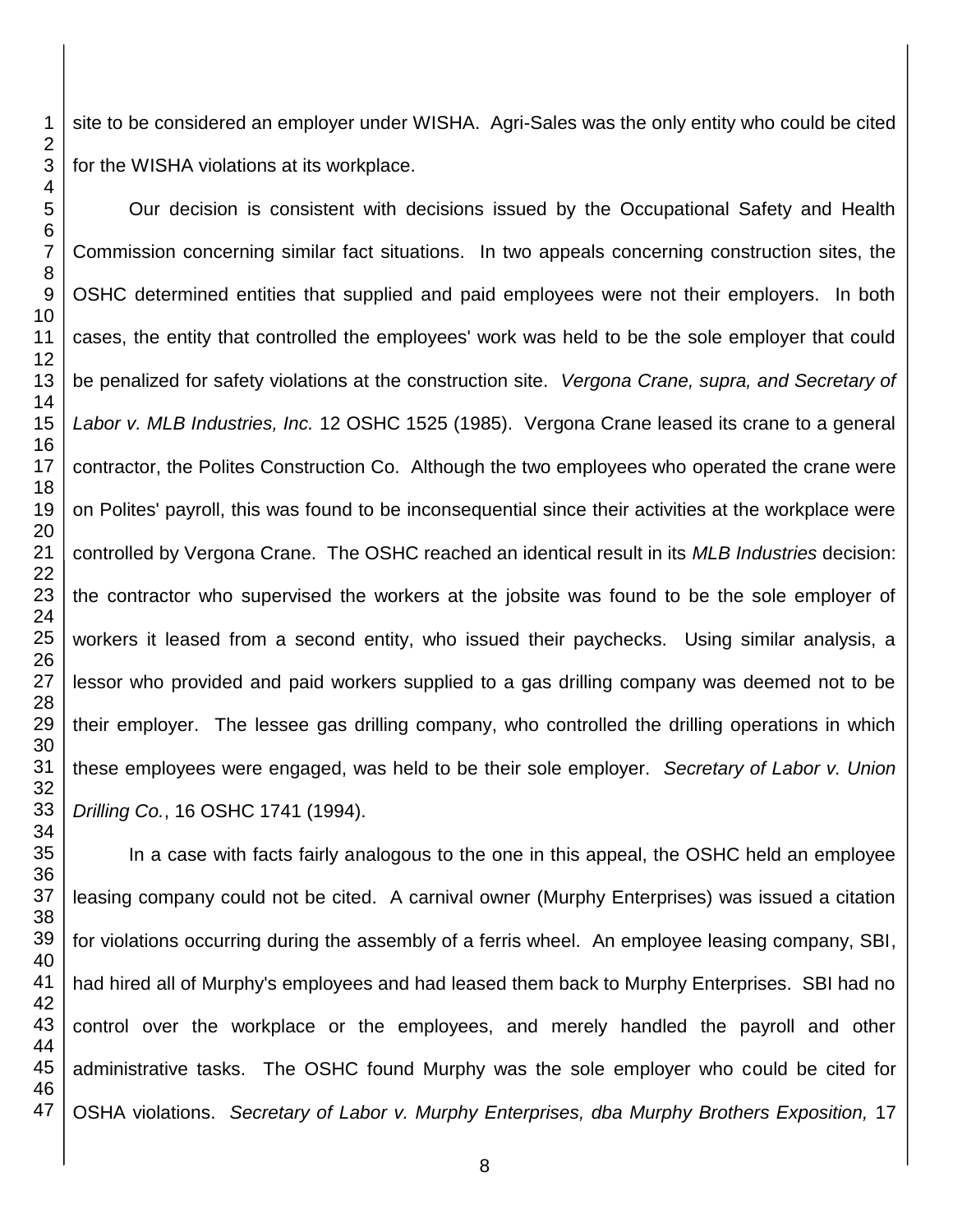site to be considered an employer under WISHA. Agri-Sales was the only entity who could be cited for the WISHA violations at its workplace.

Our decision is consistent with decisions issued by the Occupational Safety and Health Commission concerning similar fact situations. In two appeals concerning construction sites, the OSHC determined entities that supplied and paid employees were not their employers. In both cases, the entity that controlled the employees' work was held to be the sole employer that could be penalized for safety violations at the construction site. *Vergona Crane, supra, and Secretary of Labor v. MLB Industries, Inc.* 12 OSHC 1525 (1985). Vergona Crane leased its crane to a general contractor, the Polites Construction Co. Although the two employees who operated the crane were on Polites' payroll, this was found to be inconsequential since their activities at the workplace were controlled by Vergona Crane. The OSHC reached an identical result in its *MLB Industries* decision: the contractor who supervised the workers at the jobsite was found to be the sole employer of workers it leased from a second entity, who issued their paychecks. Using similar analysis, a lessor who provided and paid workers supplied to a gas drilling company was deemed not to be their employer. The lessee gas drilling company, who controlled the drilling operations in which these employees were engaged, was held to be their sole employer. *Secretary of Labor v. Union Drilling Co.*, 16 OSHC 1741 (1994).

In a case with facts fairly analogous to the one in this appeal, the OSHC held an employee leasing company could not be cited. A carnival owner (Murphy Enterprises) was issued a citation for violations occurring during the assembly of a ferris wheel. An employee leasing company, SBI, had hired all of Murphy's employees and had leased them back to Murphy Enterprises. SBI had no control over the workplace or the employees, and merely handled the payroll and other administrative tasks. The OSHC found Murphy was the sole employer who could be cited for OSHA violations. *Secretary of Labor v. Murphy Enterprises, dba Murphy Brothers Exposition,* 17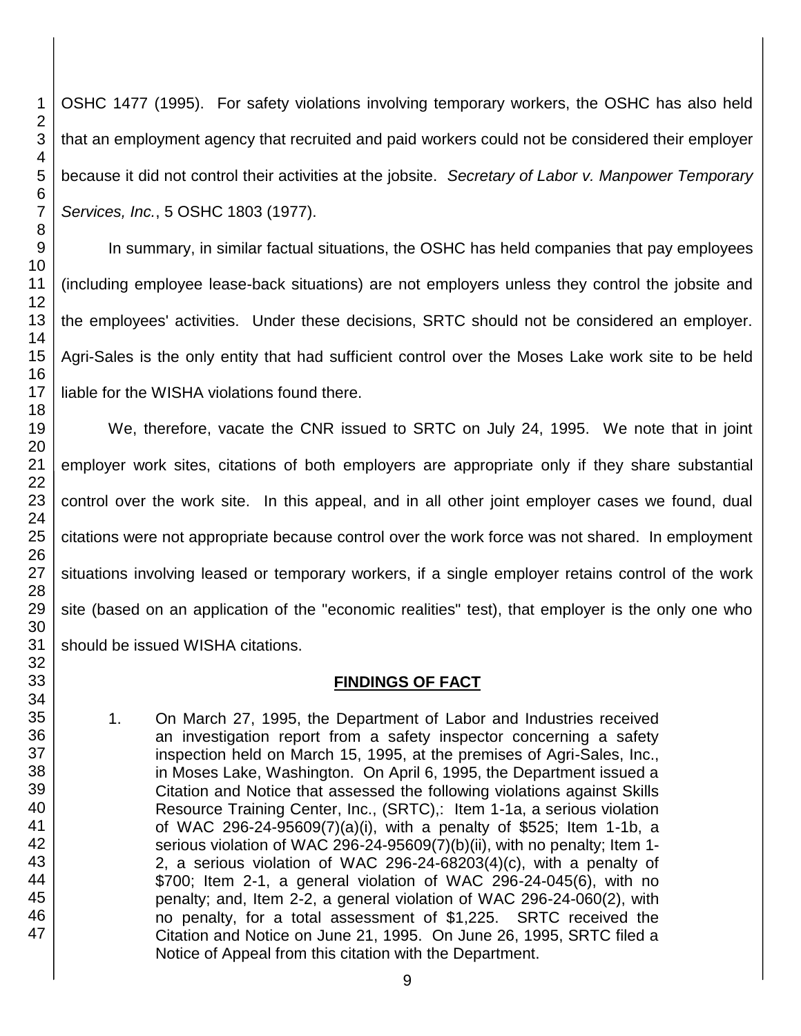OSHC 1477 (1995). For safety violations involving temporary workers, the OSHC has also held that an employment agency that recruited and paid workers could not be considered their employer because it did not control their activities at the jobsite. *Secretary of Labor v. Manpower Temporary Services, Inc.*, 5 OSHC 1803 (1977).

In summary, in similar factual situations, the OSHC has held companies that pay employees (including employee lease-back situations) are not employers unless they control the jobsite and the employees' activities. Under these decisions, SRTC should not be considered an employer. Agri-Sales is the only entity that had sufficient control over the Moses Lake work site to be held liable for the WISHA violations found there.

We, therefore, vacate the CNR issued to SRTC on July 24, 1995. We note that in joint employer work sites, citations of both employers are appropriate only if they share substantial control over the work site. In this appeal, and in all other joint employer cases we found, dual citations were not appropriate because control over the work force was not shared. In employment situations involving leased or temporary workers, if a single employer retains control of the work site (based on an application of the "economic realities" test), that employer is the only one who should be issued WISHA citations.

## FINDINGS OF FACT

1. On March 27, 1995, the Department of Labor and Industries received an investigation report from a safety inspector concerning a safety inspection held on March 15, 1995, at the premises of Agri-Sales, Inc., in Moses Lake, Washington. On April 6, 1995, the Department issued a Citation and Notice that assessed the following violations against Skills Resource Training Center, Inc., (SRTC),: Item 1-1a, a serious violation of WAC 296-24-95609(7)(a)(i), with a penalty of $525; Item 1-1b, a serious violation of WAC 296-24-95609(7)(b)(ii), with no penalty; Item 1-2, a serious violation of WAC 296-24-68203(4)(c), with a penalty of $700; Item 2-1, a general violation of WAC 296-24-045(6), with no penalty; and, Item 2-2, a general violation of WAC 296-24-060(2), with no penalty, for a total assessment of $1,225. SRTC received the Citation and Notice on June 21, 1995. On June 26, 1995, SRTC filed a Notice of Appeal from this citation with the Department.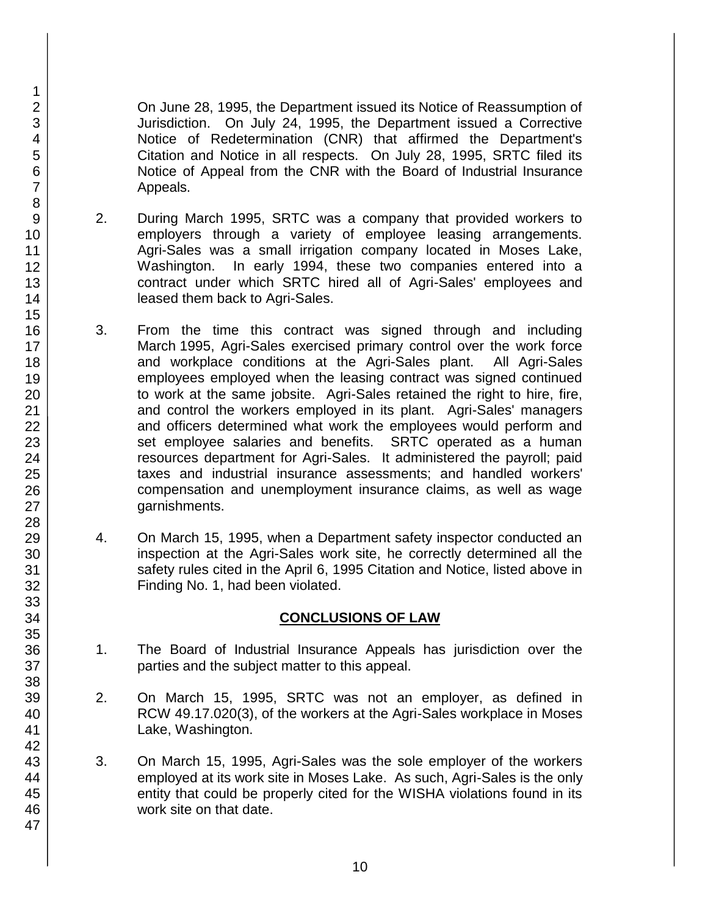On June 28, 1995, the Department issued its Notice of Reassumption of Jurisdiction. On July 24, 1995, the Department issued a Corrective Notice of Redetermination (CNR) that affirmed the Department's Citation and Notice in all respects. On July 28, 1995, SRTC filed its Notice of Appeal from the CNR with the Board of Industrial Insurance Appeals.

2. During March 1995, SRTC was a company that provided workers to employers through a variety of employee leasing arrangements. Agri-Sales was a small irrigation company located in Moses Lake, Washington. In early 1994, these two companies entered into a contract under which SRTC hired all of Agri-Sales' employees and leased them back to Agri-Sales.

3. From the time this contract was signed through and including March 1995, Agri-Sales exercised primary control over the work force and workplace conditions at the Agri-Sales plant. All Agri-Sales employees employed when the leasing contract was signed continued to work at the same jobsite. Agri-Sales retained the right to hire, fire, and control the workers employed in its plant. Agri-Sales' managers and officers determined what work the employees would perform and set employee salaries and benefits. SRTC operated as a human resources department for Agri-Sales. It administered the payroll; paid taxes and industrial insurance assessments; and handled workers' compensation and unemployment insurance claims, as well as wage garnishments.

4. On March 15, 1995, when a Department safety inspector conducted an inspection at the Agri-Sales work site, he correctly determined all the safety rules cited in the April 6, 1995 Citation and Notice, listed above in Finding No. 1, had been violated.

## CONCLUSIONS OF LAW

1. The Board of Industrial Insurance Appeals has jurisdiction over the parties and the subject matter to this appeal.

2. On March 15, 1995, SRTC was not an employer, as defined in RCW 49.17.020(3), of the workers at the Agri-Sales workplace in Moses Lake, Washington.

3. On March 15, 1995, Agri-Sales was the sole employer of the workers employed at its work site in Moses Lake. As such, Agri-Sales is the only entity that could be properly cited for the WISHA violations found in its work site on that date.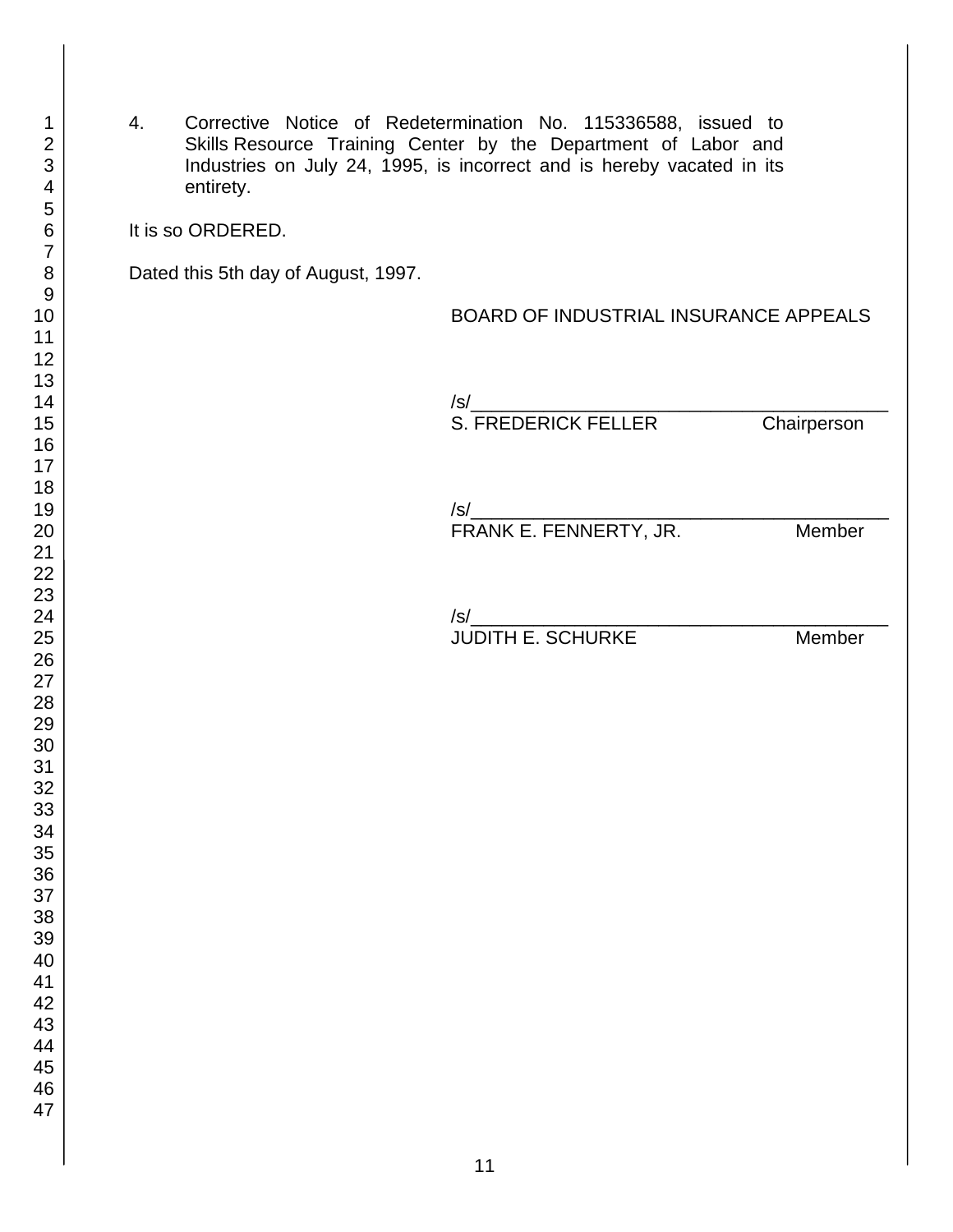4. Corrective Notice of Redetermination No. 115336588, issued to Skills Resource Training Center by the Department of Labor and Industries on July 24, 1995, is incorrect and is hereby vacated in its entirety.

It is so ORDERED.

Dated this 5th day of August, 1997.

BOARD OF INDUSTRIAL INSURANCE APPEALS

/s/
S. FREDERICK FELLER Chairperson

/s/
FRANK E. FENNERTY, JR. Member

/s/
JUDITH E. SCHURKE Member